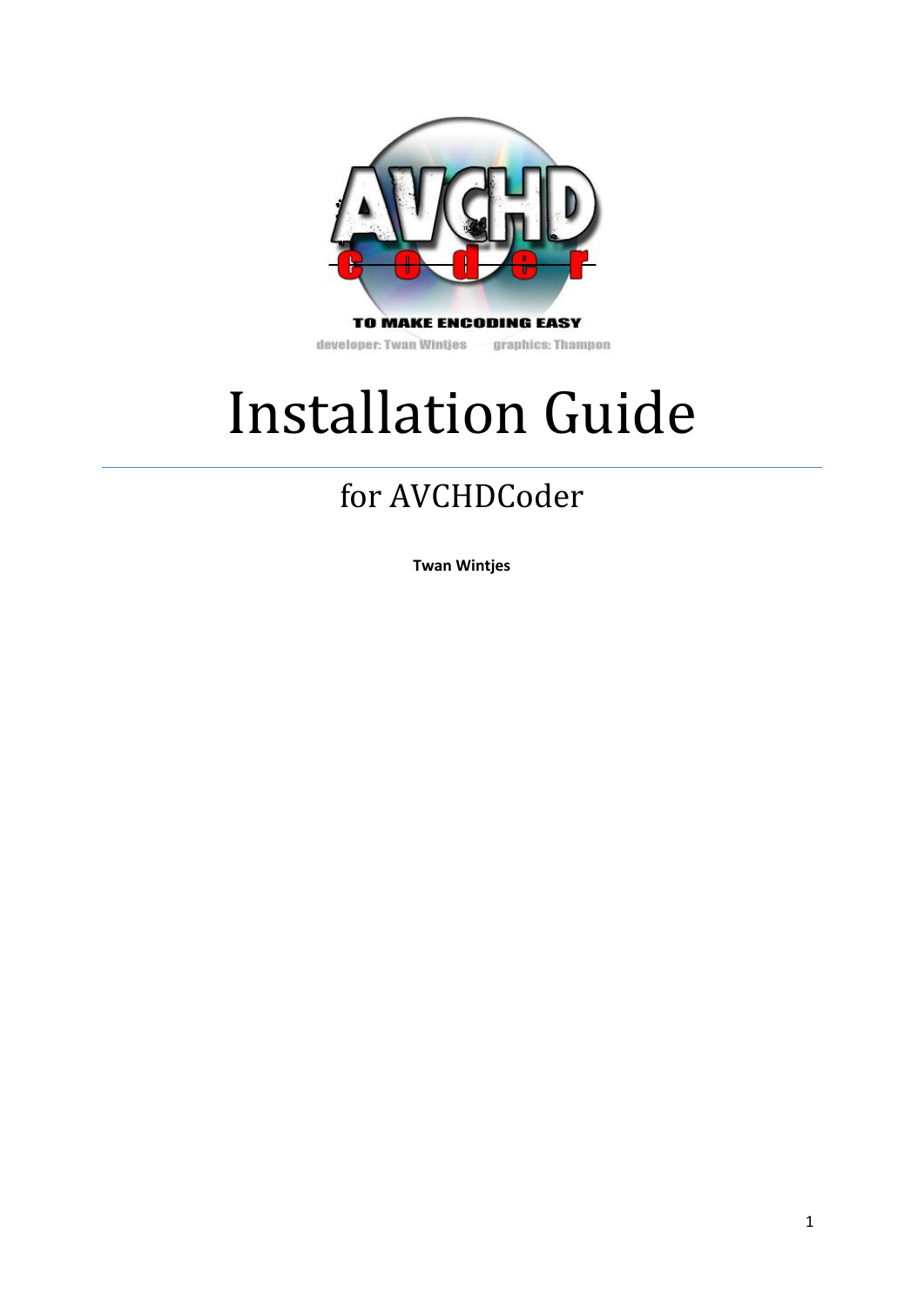TO MAKE ENCODING EASY

developer: Twan Wintjes graphics: Thampon

# Installation Guide

## for AVCHDCoder

**Twan Wintjes**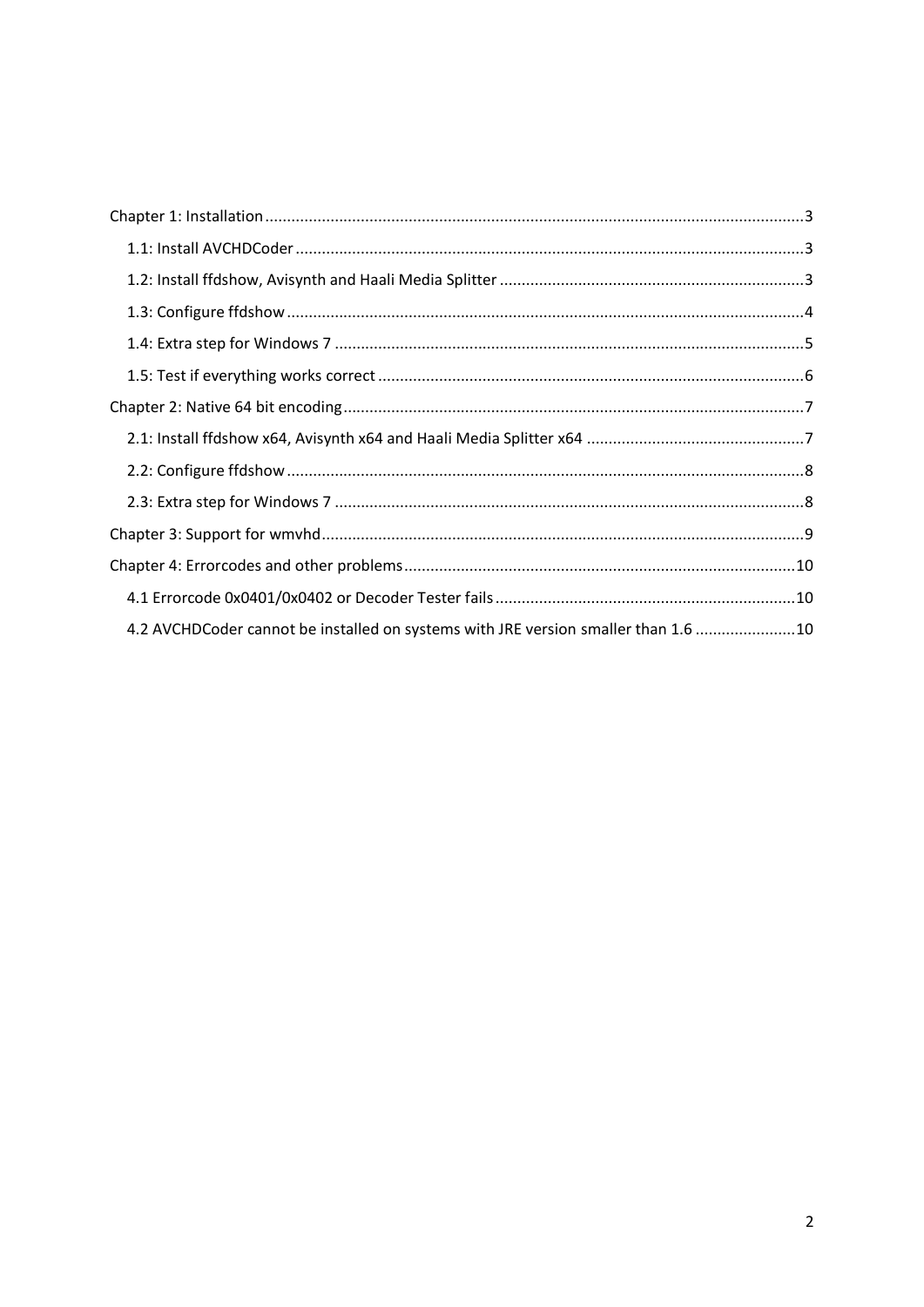Chapter 1: Installation .......... 3

- 1.1: Install AVCHDCoder .......... 3
- 1.2: Install ffdshow, Avisynth and Haali Media Splitter .......... 3
- 1.3: Configure ffdshow .......... 4
- 1.4: Extra step for Windows 7 .......... 5
- 1.5: Test if everything works correct .......... 6

Chapter 2: Native 64 bit encoding .......... 7

- 2.1: Install ffdshow x64, Avisynth x64 and Haali Media Splitter x64 .......... 7
- 2.2: Configure ffdshow .......... 8
- 2.3: Extra step for Windows 7 .......... 8

Chapter 3: Support for wmvhd .......... 9

Chapter 4: Errorcodes and other problems .......... 10

- 4.1 Errorcode 0x0401/0x0402 or Decoder Tester fails .......... 10
- 4.2 AVCHDCoder cannot be installed on systems with JRE version smaller than 1.6 .......... 10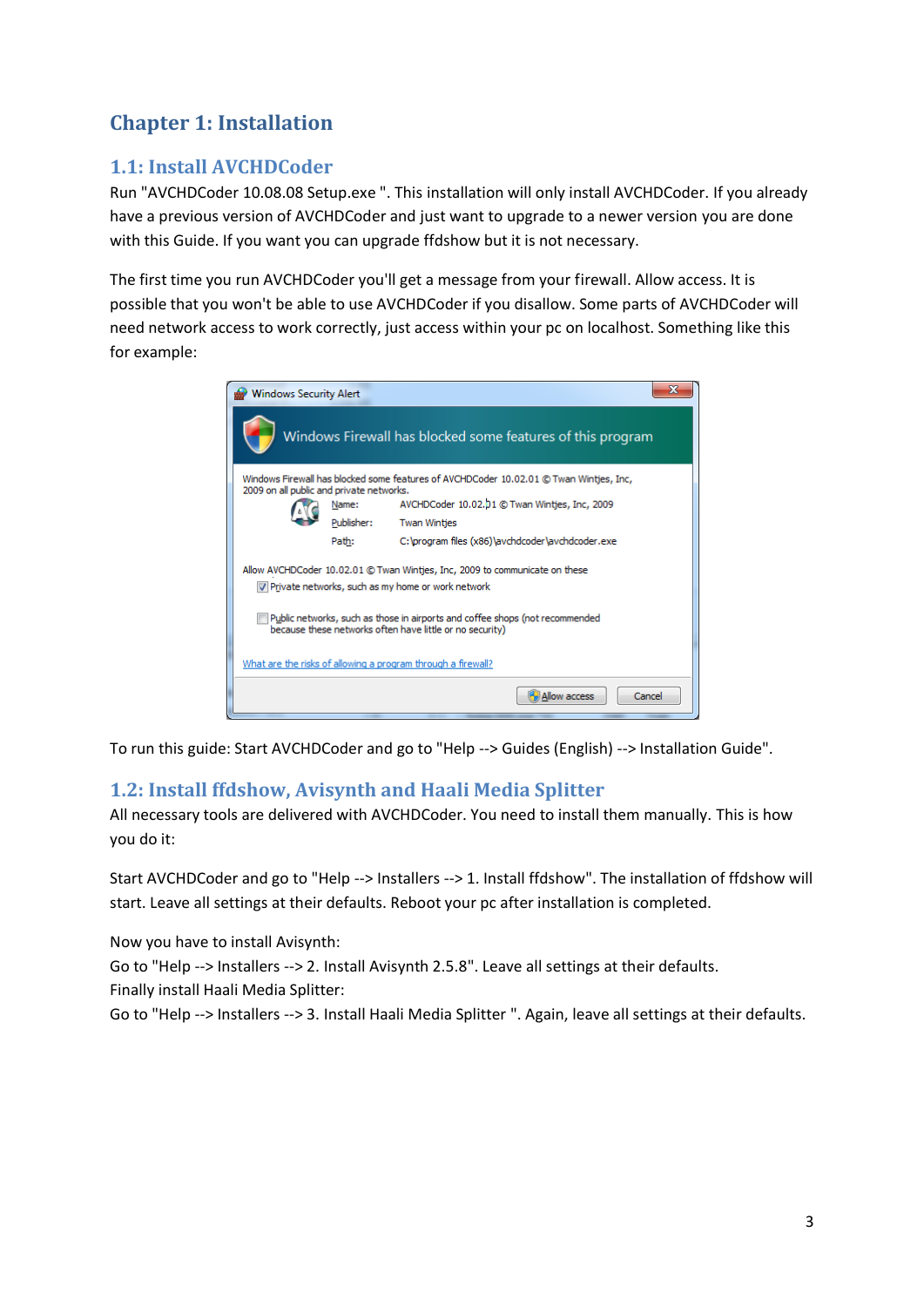# Chapter 1: Installation

## 1.1: Install AVCHDCoder

Run "AVCHDCoder 10.08.08 Setup.exe ". This installation will only install AVCHDCoder. If you already have a previous version of AVCHDCoder and just want to upgrade to a newer version you are done with this Guide. If you want you can upgrade ffdshow but it is not necessary.

The first time you run AVCHDCoder you'll get a message from your firewall. Allow access. It is possible that you won't be able to use AVCHDCoder if you disallow. Some parts of AVCHDCoder will need network access to work correctly, just access within your pc on localhost. Something like this for example:

To run this guide: Start AVCHDCoder and go to "Help --> Guides (English) --> Installation Guide".

## 1.2: Install ffdshow, Avisynth and Haali Media Splitter

All necessary tools are delivered with AVCHDCoder. You need to install them manually. This is how you do it:

Start AVCHDCoder and go to "Help --> Installers --> 1. Install ffdshow". The installation of ffdshow will start. Leave all settings at their defaults. Reboot your pc after installation is completed.

Now you have to install Avisynth:
Go to "Help --> Installers --> 2. Install Avisynth 2.5.8". Leave all settings at their defaults.
Finally install Haali Media Splitter:
Go to "Help --> Installers --> 3. Install Haali Media Splitter ". Again, leave all settings at their defaults.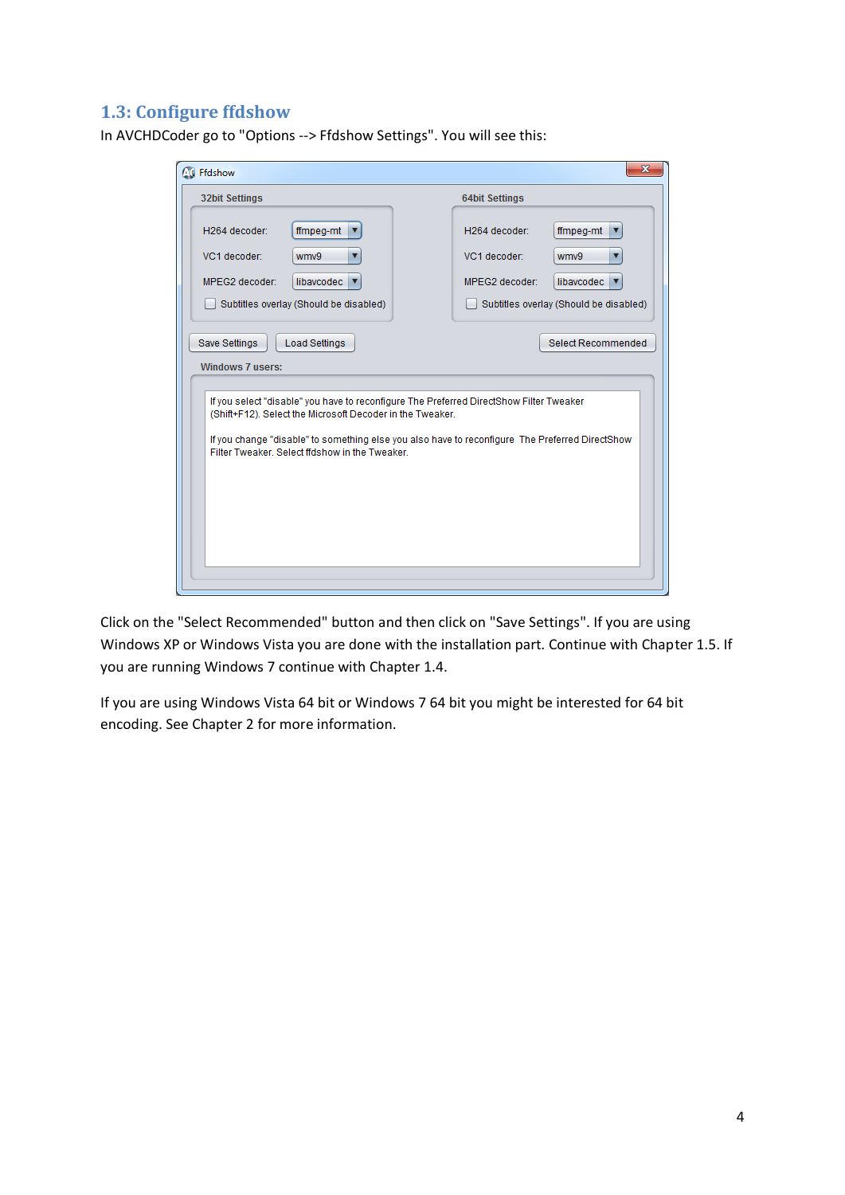## 1.3: Configure ffdshow

In AVCHDCoder go to "Options --> Ffdshow Settings". You will see this:

Click on the "Select Recommended" button and then click on "Save Settings". If you are using Windows XP or Windows Vista you are done with the installation part. Continue with Chapter 1.5. If you are running Windows 7 continue with Chapter 1.4.

If you are using Windows Vista 64 bit or Windows 7 64 bit you might be interested for 64 bit encoding. See Chapter 2 for more information.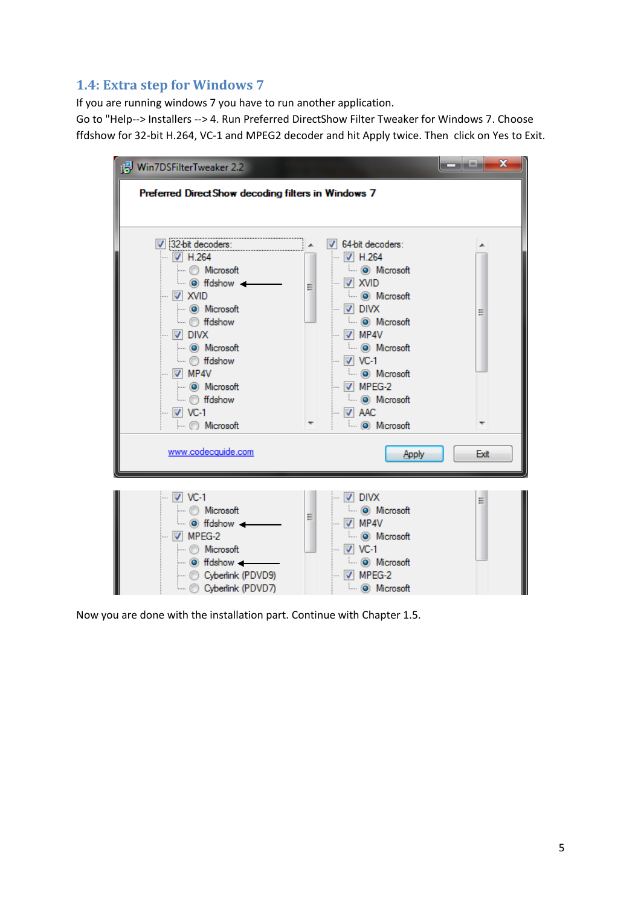## 1.4: Extra step for Windows 7

If you are running windows 7 you have to run another application.
Go to "Help--> Installers --> 4. Run Preferred DirectShow Filter Tweaker for Windows 7. Choose ffdshow for 32-bit H.264, VC-1 and MPEG2 decoder and hit Apply twice. Then click on Yes to Exit.

Now you are done with the installation part. Continue with Chapter 1.5.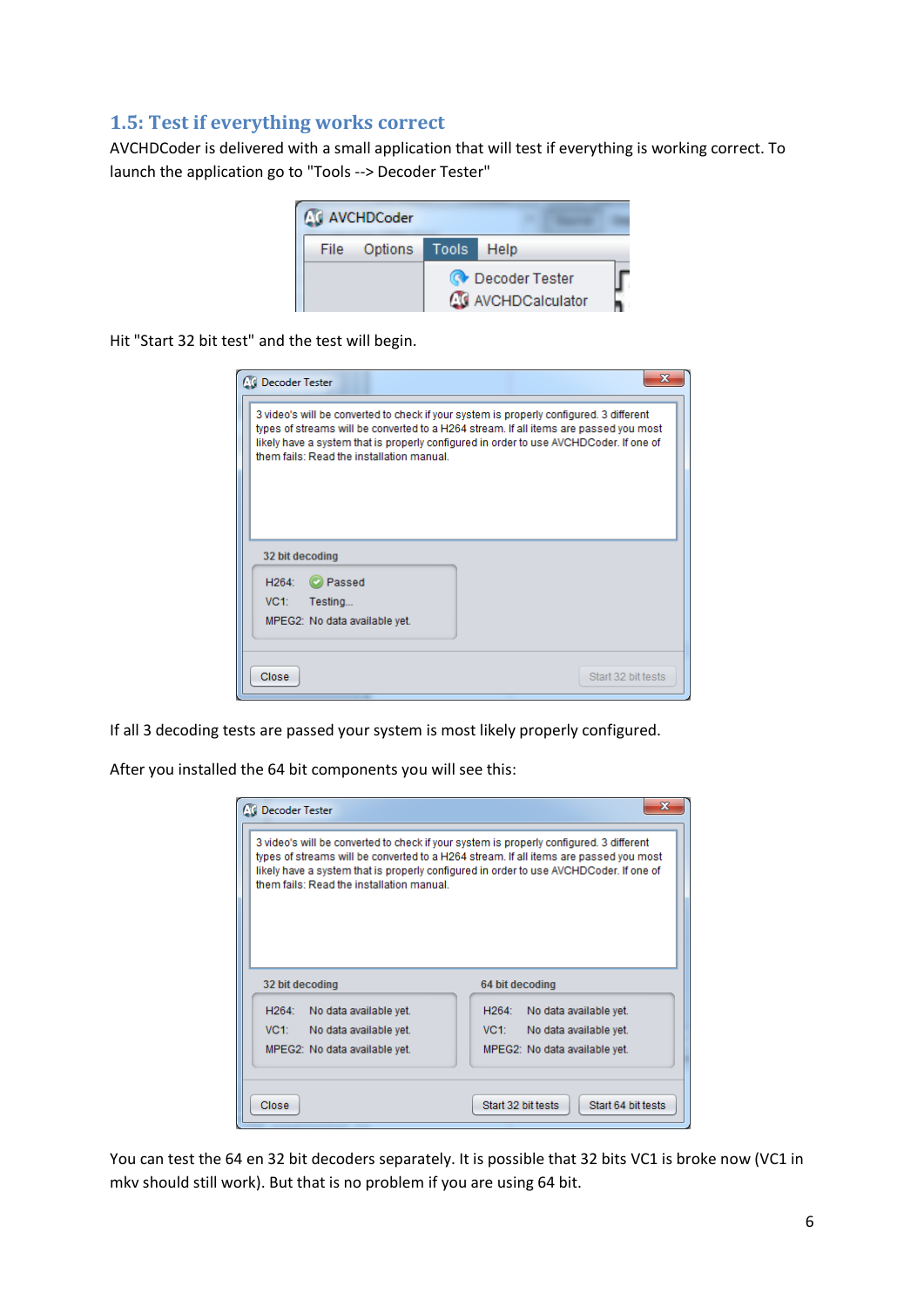## 1.5: Test if everything works correct

AVCHDCoder is delivered with a small application that will test if everything is working correct. To launch the application go to "Tools --> Decoder Tester"

Hit "Start 32 bit test" and the test will begin.

If all 3 decoding tests are passed your system is most likely properly configured.

After you installed the 64 bit components you will see this:

You can test the 64 en 32 bit decoders separately. It is possible that 32 bits VC1 is broke now (VC1 in mkv should still work). But that is no problem if you are using 64 bit.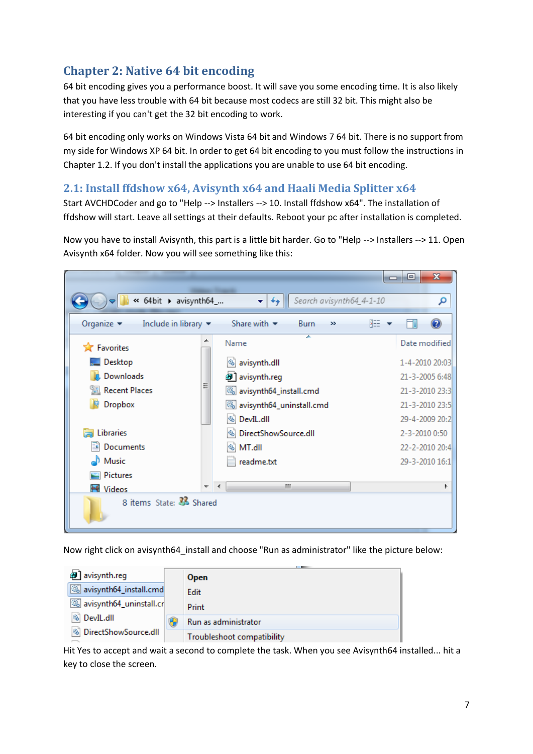## Chapter 2: Native 64 bit encoding

64 bit encoding gives you a performance boost. It will save you some encoding time. It is also likely that you have less trouble with 64 bit because most codecs are still 32 bit. This might also be interesting if you can't get the 32 bit encoding to work.

64 bit encoding only works on Windows Vista 64 bit and Windows 7 64 bit. There is no support from my side for Windows XP 64 bit. In order to get 64 bit encoding to you must follow the instructions in Chapter 1.2. If you don't install the applications you are unable to use 64 bit encoding.

### 2.1: Install ffdshow x64, Avisynth x64 and Haali Media Splitter x64

Start AVCHDCoder and go to "Help --> Installers --> 10. Install ffdshow x64". The installation of ffdshow will start. Leave all settings at their defaults. Reboot your pc after installation is completed.

Now you have to install Avisynth, this part is a little bit harder. Go to "Help --> Installers --> 11. Open Avisynth x64 folder. Now you will see something like this:

Now right click on avisynth64_install and choose "Run as administrator" like the picture below:

Hit Yes to accept and wait a second to complete the task. When you see Avisynth64 installed... hit a key to close the screen.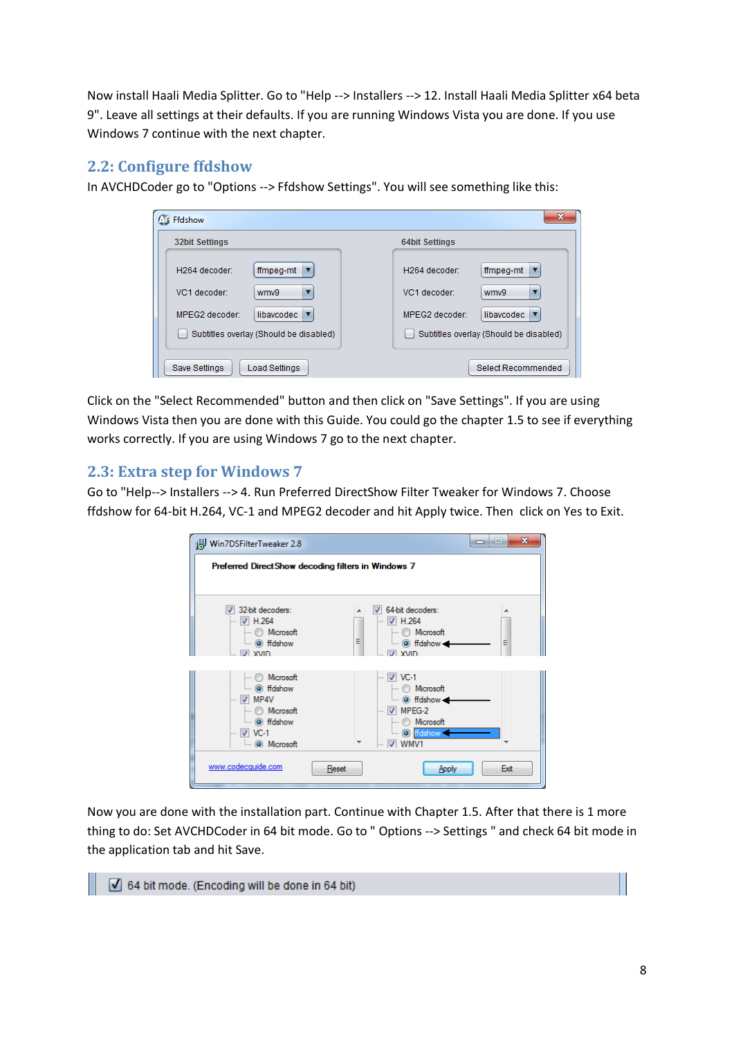Now install Haali Media Splitter. Go to "Help --> Installers --> 12. Install Haali Media Splitter x64 beta 9". Leave all settings at their defaults. If you are running Windows Vista you are done. If you use Windows 7 continue with the next chapter.

## 2.2: Configure ffdshow

In AVCHDCoder go to "Options --> Ffdshow Settings". You will see something like this:

Click on the "Select Recommended" button and then click on "Save Settings". If you are using Windows Vista then you are done with this Guide. You could go the chapter 1.5 to see if everything works correctly. If you are using Windows 7 go to the next chapter.

## 2.3: Extra step for Windows 7

Go to "Help--> Installers --> 4. Run Preferred DirectShow Filter Tweaker for Windows 7. Choose ffdshow for 64-bit H.264, VC-1 and MPEG2 decoder and hit Apply twice. Then click on Yes to Exit.

Now you are done with the installation part. Continue with Chapter 1.5. After that there is 1 more thing to do: Set AVCHDCoder in 64 bit mode. Go to " Options --> Settings " and check 64 bit mode in the application tab and hit Save.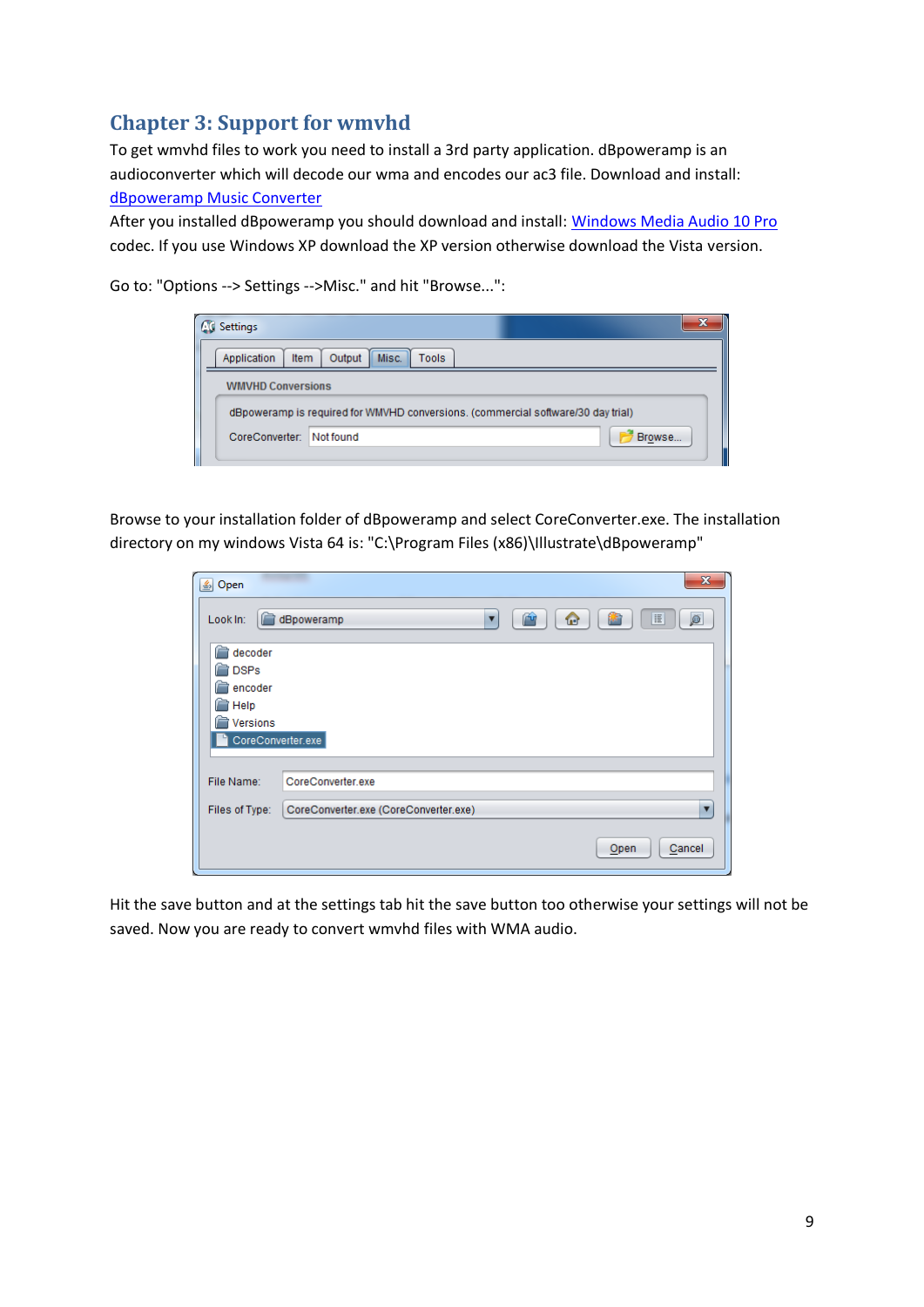# Chapter 3: Support for wmvhd

To get wmvhd files to work you need to install a 3rd party application. dBpoweramp is an audioconverter which will decode our wma and encodes our ac3 file. Download and install: dBpoweramp Music Converter

After you installed dBpoweramp you should download and install: Windows Media Audio 10 Pro codec. If you use Windows XP download the XP version otherwise download the Vista version.

Go to: "Options --> Settings -->Misc." and hit "Browse...":

Browse to your installation folder of dBpoweramp and select CoreConverter.exe. The installation directory on my windows Vista 64 is: "C:\Program Files (x86)\Illustrate\dBpoweramp"

Hit the save button and at the settings tab hit the save button too otherwise your settings will not be saved. Now you are ready to convert wmvhd files with WMA audio.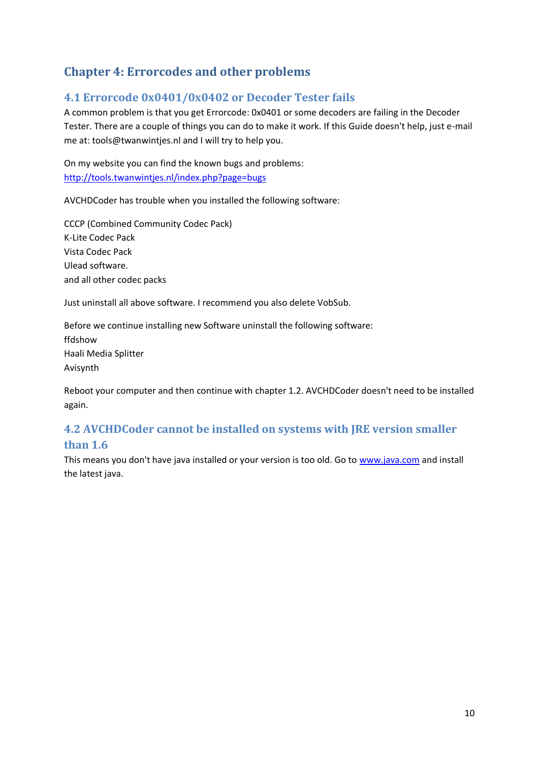# Chapter 4: Errorcodes and other problems

## 4.1 Errorcode 0x0401/0x0402 or Decoder Tester fails

A common problem is that you get Errorcode: 0x0401 or some decoders are failing in the Decoder Tester. There are a couple of things you can do to make it work. If this Guide doesn't help, just e-mail me at: tools@twanwintjes.nl and I will try to help you.

On my website you can find the known bugs and problems:
http://tools.twanwintjes.nl/index.php?page=bugs

AVCHDCoder has trouble when you installed the following software:

CCCP (Combined Community Codec Pack)
K-Lite Codec Pack
Vista Codec Pack
Ulead software.
and all other codec packs

Just uninstall all above software. I recommend you also delete VobSub.

Before we continue installing new Software uninstall the following software:
ffdshow
Haali Media Splitter
Avisynth

Reboot your computer and then continue with chapter 1.2. AVCHDCoder doesn't need to be installed again.

## 4.2 AVCHDCoder cannot be installed on systems with JRE version smaller than 1.6

This means you don't have java installed or your version is too old. Go to www.java.com and install the latest java.